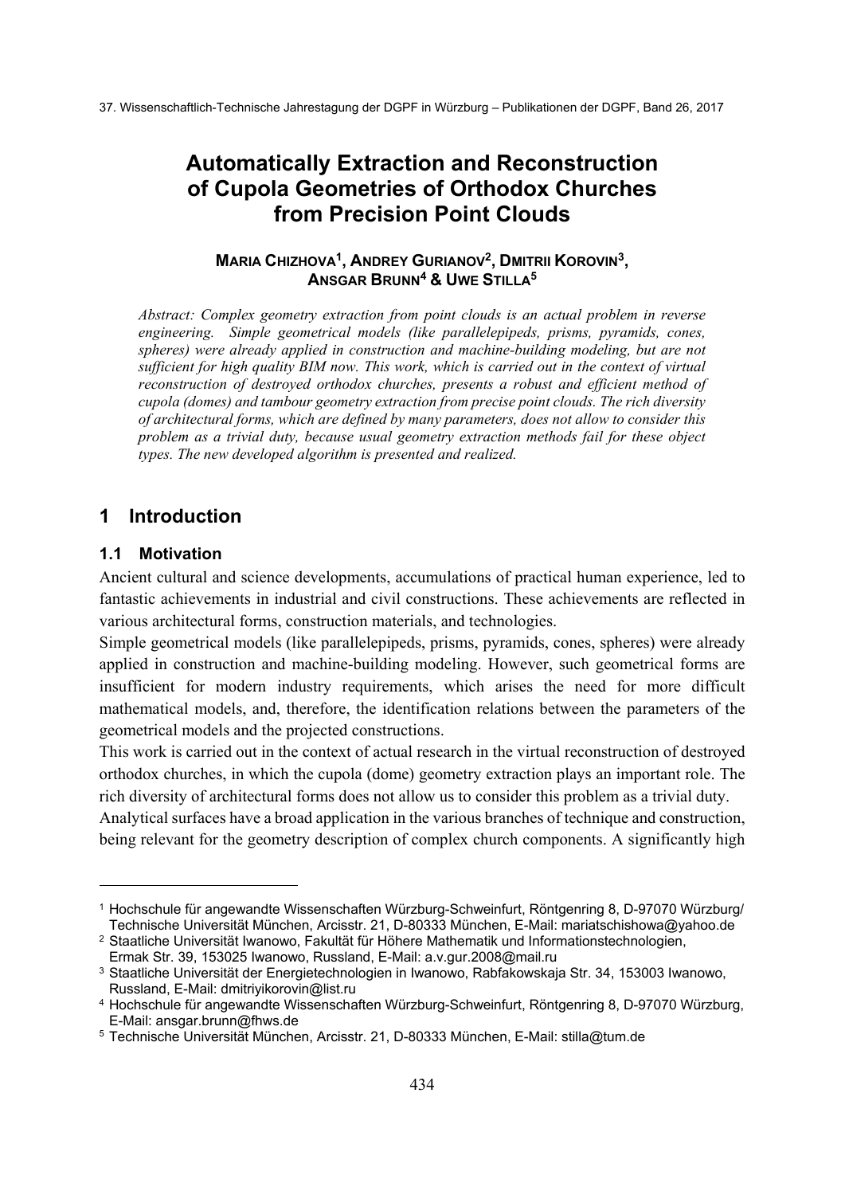# Automatically Extraction and Reconstruction of Cupola Geometries of Orthodox Churches from Precision Point Clouds

**MARIA CHIZHOVA[1], ANDREY GURIANOV[2], DMITRII KOROVIN[3], ANSGAR BRUNN[4] & UWE STILLA[5]**

*Abstract: Complex geometry extraction from point clouds is an actual problem in reverse engineering. Simple geometrical models (like parallelepipeds, prisms, pyramids, cones, spheres) were already applied in construction and machine-building modeling, but are not sufficient for high quality BIM now. This work, which is carried out in the context of virtual reconstruction of destroyed orthodox churches, presents a robust and efficient method of cupola (domes) and tambour geometry extraction from precise point clouds. The rich diversity of architectural forms, which are defined by many parameters, does not allow to consider this problem as a trivial duty, because usual geometry extraction methods fail for these object types. The new developed algorithm is presented and realized.*

## 1 Introduction

### 1.1 Motivation

Ancient cultural and science developments, accumulations of practical human experience, led to fantastic achievements in industrial and civil constructions. These achievements are reflected in various architectural forms, construction materials, and technologies.

Simple geometrical models (like parallelepipeds, prisms, pyramids, cones, spheres) were already applied in construction and machine-building modeling. However, such geometrical forms are insufficient for modern industry requirements, which arises the need for more difficult mathematical models, and, therefore, the identification relations between the parameters of the geometrical models and the projected constructions.

This work is carried out in the context of actual research in the virtual reconstruction of destroyed orthodox churches, in which the cupola (dome) geometry extraction plays an important role. The rich diversity of architectural forms does not allow us to consider this problem as a trivial duty.

Analytical surfaces have a broad application in the various branches of technique and construction, being relevant for the geometry description of complex church components. A significantly high

---

[1] Hochschule für angewandte Wissenschaften Würzburg-Schweinfurt, Röntgenring 8, D-97070 Würzburg/ Technische Universität München, Arcisstr. 21, D-80333 München, E-Mail: mariatschishowa@yahoo.de

[2] Staatliche Universität Iwanowo, Fakultät für Höhere Mathematik und Informationstechnologien, Ermak Str. 39, 153025 Iwanowo, Russland, E-Mail: a.v.gur.2008@mail.ru

[3] Staatliche Universität der Energietechnologien in Iwanowo, Rabfakowskaja Str. 34, 153003 Iwanowo, Russland, E-Mail: dmitriyikorovin@list.ru

[4] Hochschule für angewandte Wissenschaften Würzburg-Schweinfurt, Röntgenring 8, D-97070 Würzburg, E-Mail: ansgar.brunn@fhws.de

[5] Technische Universität München, Arcisstr. 21, D-80333 München, E-Mail: stilla@tum.de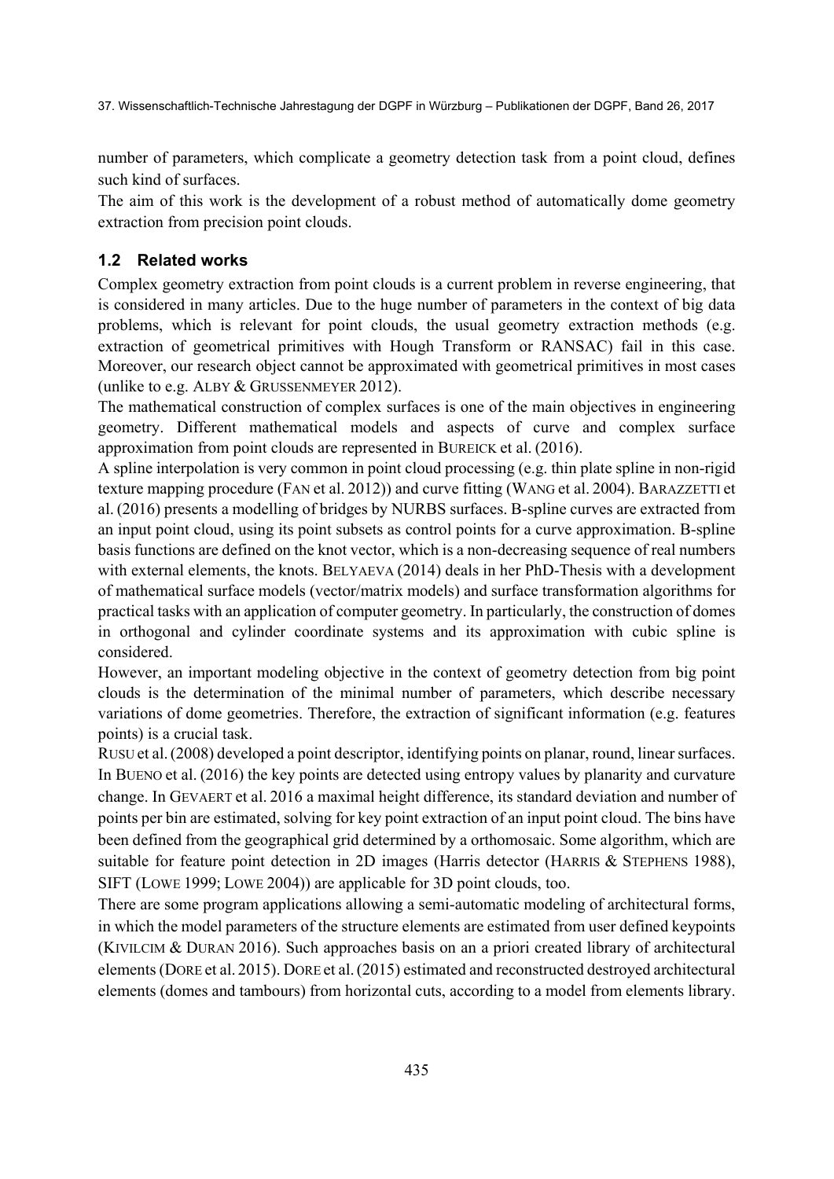number of parameters, which complicate a geometry detection task from a point cloud, defines such kind of surfaces.

The aim of this work is the development of a robust method of automatically dome geometry extraction from precision point clouds.

### 1.2 Related works

Complex geometry extraction from point clouds is a current problem in reverse engineering, that is considered in many articles. Due to the huge number of parameters in the context of big data problems, which is relevant for point clouds, the usual geometry extraction methods (e.g. extraction of geometrical primitives with Hough Transform or RANSAC) fail in this case. Moreover, our research object cannot be approximated with geometrical primitives in most cases (unlike to e.g. ALBY & GRUSSENMEYER 2012).

The mathematical construction of complex surfaces is one of the main objectives in engineering geometry. Different mathematical models and aspects of curve and complex surface approximation from point clouds are represented in BUREICK et al. (2016).

A spline interpolation is very common in point cloud processing (e.g. thin plate spline in non-rigid texture mapping procedure (FAN et al. 2012)) and curve fitting (WANG et al. 2004). BARAZZETTI et al. (2016) presents a modelling of bridges by NURBS surfaces. B-spline curves are extracted from an input point cloud, using its point subsets as control points for a curve approximation. B-spline basis functions are defined on the knot vector, which is a non-decreasing sequence of real numbers with external elements, the knots. BELYAEVA (2014) deals in her PhD-Thesis with a development of mathematical surface models (vector/matrix models) and surface transformation algorithms for practical tasks with an application of computer geometry. In particularly, the construction of domes in orthogonal and cylinder coordinate systems and its approximation with cubic spline is considered.

However, an important modeling objective in the context of geometry detection from big point clouds is the determination of the minimal number of parameters, which describe necessary variations of dome geometries. Therefore, the extraction of significant information (e.g. features points) is a crucial task.

RUSU et al. (2008) developed a point descriptor, identifying points on planar, round, linear surfaces. In BUENO et al. (2016) the key points are detected using entropy values by planarity and curvature change. In GEVAERT et al. 2016 a maximal height difference, its standard deviation and number of points per bin are estimated, solving for key point extraction of an input point cloud. The bins have been defined from the geographical grid determined by a orthomosaic. Some algorithm, which are suitable for feature point detection in 2D images (Harris detector (HARRIS & STEPHENS 1988), SIFT (LOWE 1999; LOWE 2004)) are applicable for 3D point clouds, too.

There are some program applications allowing a semi-automatic modeling of architectural forms, in which the model parameters of the structure elements are estimated from user defined keypoints (KIVILCIM & DURAN 2016). Such approaches basis on an a priori created library of architectural elements (DORE et al. 2015). DORE et al. (2015) estimated and reconstructed destroyed architectural elements (domes and tambours) from horizontal cuts, according to a model from elements library.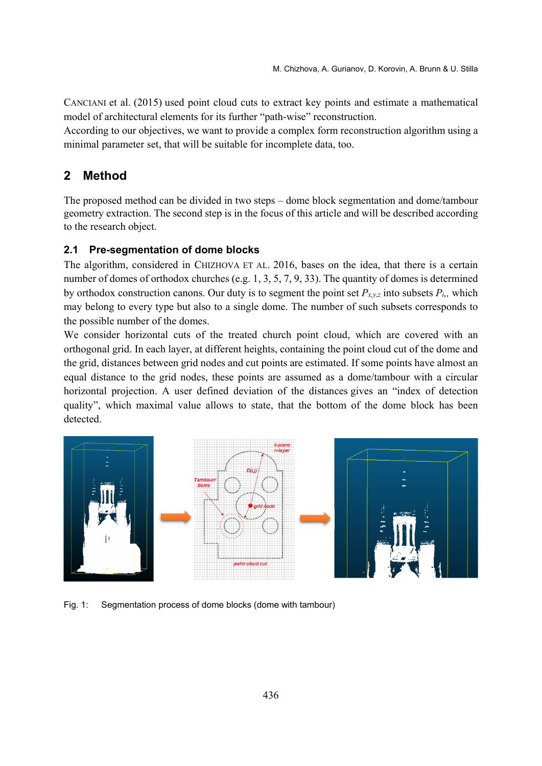CANCIANI et al. (2015) used point cloud cuts to extract key points and estimate a mathematical model of architectural elements for its further "path-wise" reconstruction.
According to our objectives, we want to provide a complex form reconstruction algorithm using a minimal parameter set, that will be suitable for incomplete data, too.

## 2 Method

The proposed method can be divided in two steps – dome block segmentation and dome/tambour geometry extraction. The second step is in the focus of this article and will be described according to the research object.

### 2.1 Pre-segmentation of dome blocks

The algorithm, considered in CHIZHOVA ET AL. 2016, bases on the idea, that there is a certain number of domes of orthodox churches (e.g. 1, 3, 5, 7, 9, 33). The quantity of domes is determined by orthodox construction canons. Our duty is to segment the point set $P_{x,y,z}$ into subsets $P_{i,}$, which may belong to every type but also to a single dome. The number of such subsets corresponds to the possible number of the domes.
We consider horizontal cuts of the treated church point cloud, which are covered with an orthogonal grid. In each layer, at different heights, containing the point cloud cut of the dome and the grid, distances between grid nodes and cut points are estimated. If some points have almost an equal distance to the grid nodes, these points are assumed as a dome/tambour with a circular horizontal projection. A user defined deviation of the distances gives an "index of detection quality", which maximal value allows to state, that the bottom of the dome block has been detected.

Fig. 1: Segmentation process of dome blocks (dome with tambour)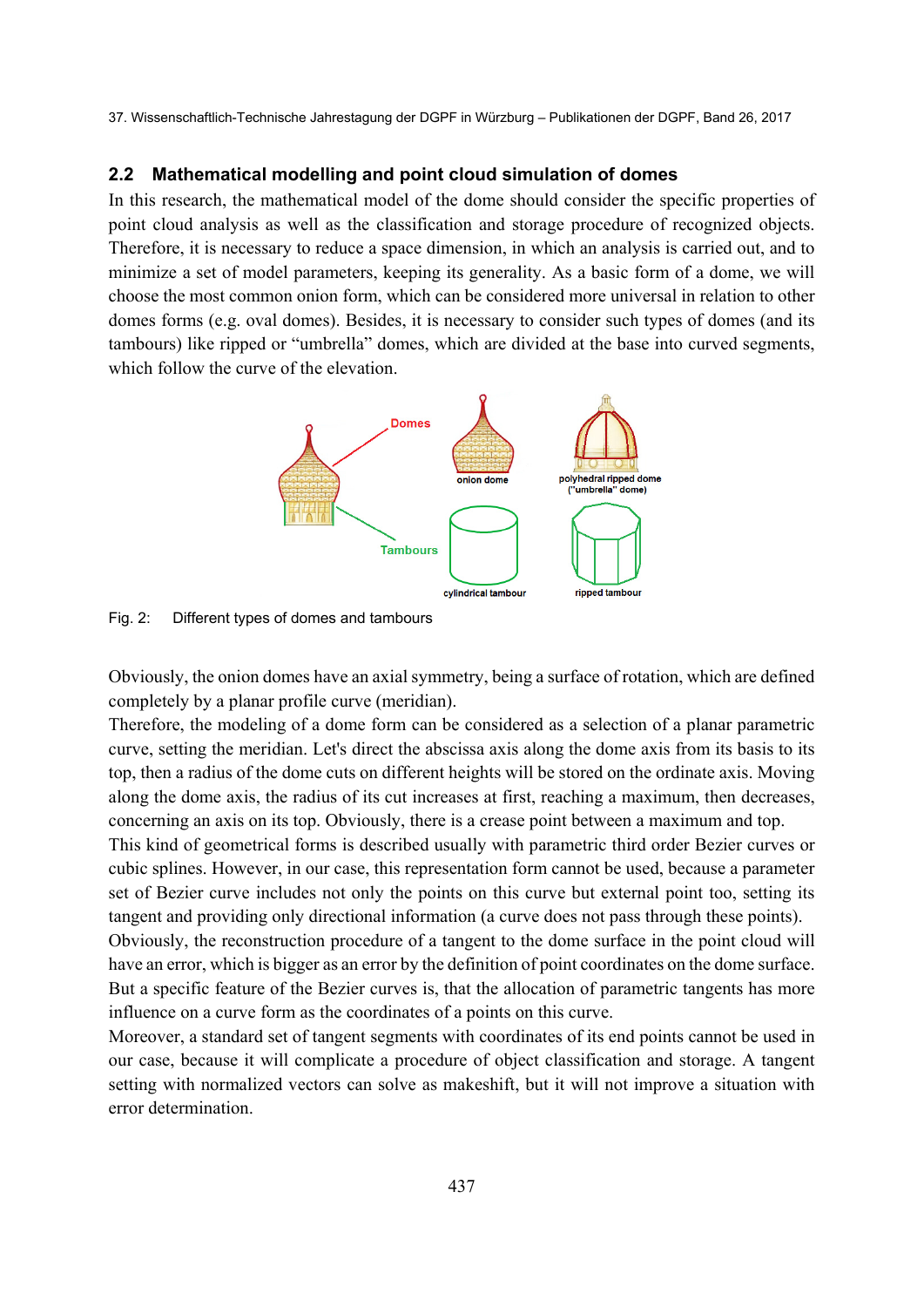## 2.2 Mathematical modelling and point cloud simulation of domes

In this research, the mathematical model of the dome should consider the specific properties of point cloud analysis as well as the classification and storage procedure of recognized objects. Therefore, it is necessary to reduce a space dimension, in which an analysis is carried out, and to minimize a set of model parameters, keeping its generality. As a basic form of a dome, we will choose the most common onion form, which can be considered more universal in relation to other domes forms (e.g. oval domes). Besides, it is necessary to consider such types of domes (and its tambours) like ripped or "umbrella" domes, which are divided at the base into curved segments, which follow the curve of the elevation.

Fig. 2: Different types of domes and tambours

Obviously, the onion domes have an axial symmetry, being a surface of rotation, which are defined completely by a planar profile curve (meridian).

Therefore, the modeling of a dome form can be considered as a selection of a planar parametric curve, setting the meridian. Let's direct the abscissa axis along the dome axis from its basis to its top, then a radius of the dome cuts on different heights will be stored on the ordinate axis. Moving along the dome axis, the radius of its cut increases at first, reaching a maximum, then decreases, concerning an axis on its top. Obviously, there is a crease point between a maximum and top.

This kind of geometrical forms is described usually with parametric third order Bezier curves or cubic splines. However, in our case, this representation form cannot be used, because a parameter set of Bezier curve includes not only the points on this curve but external point too, setting its tangent and providing only directional information (a curve does not pass through these points).

Obviously, the reconstruction procedure of a tangent to the dome surface in the point cloud will have an error, which is bigger as an error by the definition of point coordinates on the dome surface. But a specific feature of the Bezier curves is, that the allocation of parametric tangents has more influence on a curve form as the coordinates of a points on this curve.

Moreover, a standard set of tangent segments with coordinates of its end points cannot be used in our case, because it will complicate a procedure of object classification and storage. A tangent setting with normalized vectors can solve as makeshift, but it will not improve a situation with error determination.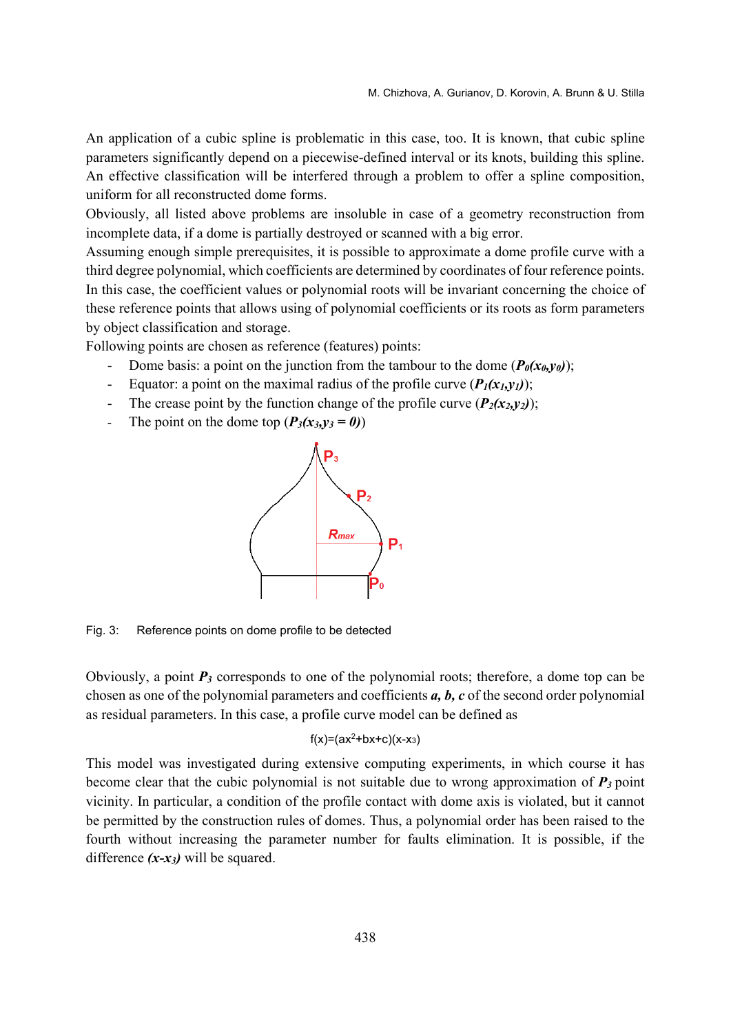An application of a cubic spline is problematic in this case, too. It is known, that cubic spline parameters significantly depend on a piecewise-defined interval or its knots, building this spline. An effective classification will be interfered through a problem to offer a spline composition, uniform for all reconstructed dome forms.

Obviously, all listed above problems are insoluble in case of a geometry reconstruction from incomplete data, if a dome is partially destroyed or scanned with a big error.

Assuming enough simple prerequisites, it is possible to approximate a dome profile curve with a third degree polynomial, which coefficients are determined by coordinates of four reference points. In this case, the coefficient values or polynomial roots will be invariant concerning the choice of these reference points that allows using of polynomial coefficients or its roots as form parameters by object classification and storage.

Following points are chosen as reference (features) points:

- Dome basis: a point on the junction from the tambour to the dome (***$P_0(x_0,y_0)$***);
- Equator: a point on the maximal radius of the profile curve (***$P_1(x_1,y_1)$***);
- The crease point by the function change of the profile curve (***$P_2(x_2,y_2)$***);
- The point on the dome top (***$P_3(x_3,y_3 = 0)$***)

Fig. 3: Reference points on dome profile to be detected

Obviously, a point ***$P_3$*** corresponds to one of the polynomial roots; therefore, a dome top can be chosen as one of the polynomial parameters and coefficients ***a, b, c*** of the second order polynomial as residual parameters. In this case, a profile curve model can be defined as

$$f(x)=(ax^2+bx+c)(x-x_3)$$

This model was investigated during extensive computing experiments, in which course it has become clear that the cubic polynomial is not suitable due to wrong approximation of ***$P_3$*** point vicinity. In particular, a condition of the profile contact with dome axis is violated, but it cannot be permitted by the construction rules of domes. Thus, a polynomial order has been raised to the fourth without increasing the parameter number for faults elimination. It is possible, if the difference ***$(x-x_3)$*** will be squared.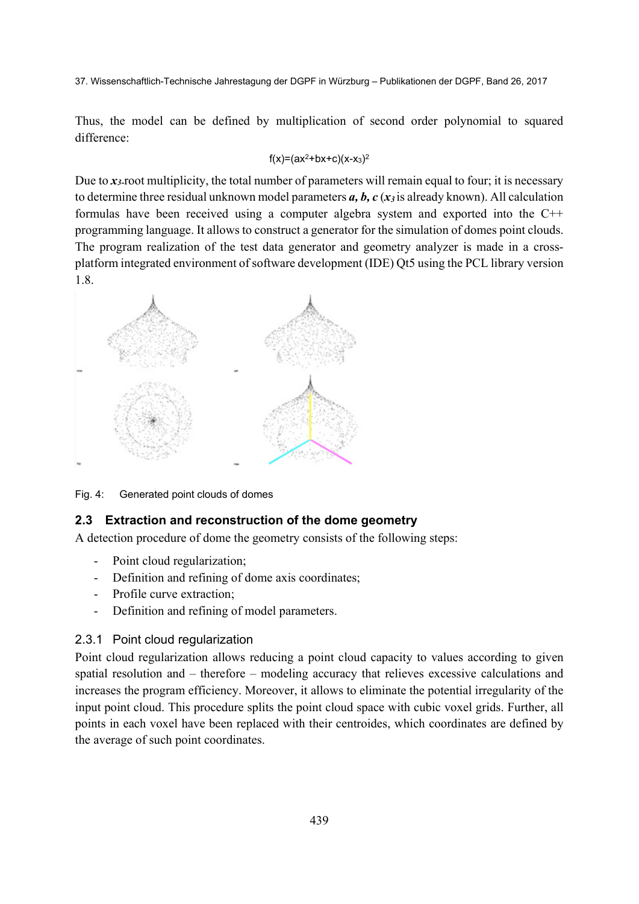Thus, the model can be defined by multiplication of second order polynomial to squared difference:

$$f(x)=(ax^2+bx+c)(x-x_3)^2$$

Due to $x_3$-root multiplicity, the total number of parameters will remain equal to four; it is necessary to determine three residual unknown model parameters ***a, b, c*** ($x_3$ is already known). All calculation formulas have been received using a computer algebra system and exported into the C++ programming language. It allows to construct a generator for the simulation of domes point clouds. The program realization of the test data generator and geometry analyzer is made in a cross-platform integrated environment of software development (IDE) Qt5 using the PCL library version 1.8.

Fig. 4: Generated point clouds of domes

## 2.3 Extraction and reconstruction of the dome geometry

A detection procedure of dome the geometry consists of the following steps:

- Point cloud regularization;
- Definition and refining of dome axis coordinates;
- Profile curve extraction;
- Definition and refining of model parameters.

### 2.3.1 Point cloud regularization

Point cloud regularization allows reducing a point cloud capacity to values according to given spatial resolution and – therefore – modeling accuracy that relieves excessive calculations and increases the program efficiency. Moreover, it allows to eliminate the potential irregularity of the input point cloud. This procedure splits the point cloud space with cubic voxel grids. Further, all points in each voxel have been replaced with their centroides, which coordinates are defined by the average of such point coordinates.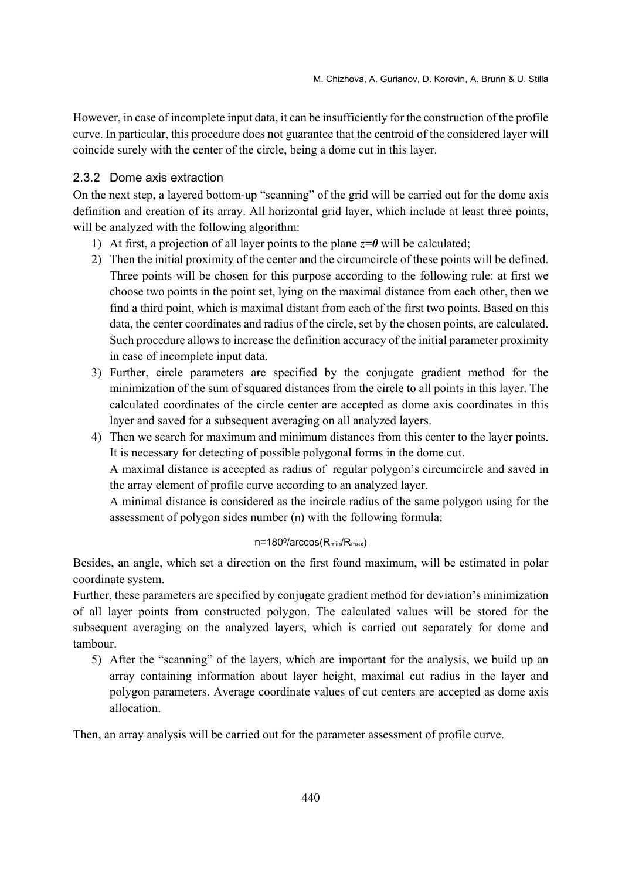However, in case of incomplete input data, it can be insufficiently for the construction of the profile curve. In particular, this procedure does not guarantee that the centroid of the considered layer will coincide surely with the center of the circle, being a dome cut in this layer.

### 2.3.2 Dome axis extraction

On the next step, a layered bottom-up "scanning" of the grid will be carried out for the dome axis definition and creation of its array. All horizontal grid layer, which include at least three points, will be analyzed with the following algorithm:

1) At first, a projection of all layer points to the plane $z=0$ will be calculated;
2) Then the initial proximity of the center and the circumcircle of these points will be defined. Three points will be chosen for this purpose according to the following rule: at first we choose two points in the point set, lying on the maximal distance from each other, then we find a third point, which is maximal distant from each of the first two points. Based on this data, the center coordinates and radius of the circle, set by the chosen points, are calculated. Such procedure allows to increase the definition accuracy of the initial parameter proximity in case of incomplete input data.
3) Further, circle parameters are specified by the conjugate gradient method for the minimization of the sum of squared distances from the circle to all points in this layer. The calculated coordinates of the circle center are accepted as dome axis coordinates in this layer and saved for a subsequent averaging on all analyzed layers.
4) Then we search for maximum and minimum distances from this center to the layer points. It is necessary for detecting of possible polygonal forms in the dome cut.

   A maximal distance is accepted as radius of regular polygon's circumcircle and saved in the array element of profile curve according to an analyzed layer.

   A minimal distance is considered as the incircle radius of the same polygon using for the assessment of polygon sides number (n) with the following formula:

$$n=180^0/\arccos(R_{min}/R_{max})$$

Besides, an angle, which set a direction on the first found maximum, will be estimated in polar coordinate system.

Further, these parameters are specified by conjugate gradient method for deviation's minimization of all layer points from constructed polygon. The calculated values will be stored for the subsequent averaging on the analyzed layers, which is carried out separately for dome and tambour.

5) After the "scanning" of the layers, which are important for the analysis, we build up an array containing information about layer height, maximal cut radius in the layer and polygon parameters. Average coordinate values of cut centers are accepted as dome axis allocation.

Then, an array analysis will be carried out for the parameter assessment of profile curve.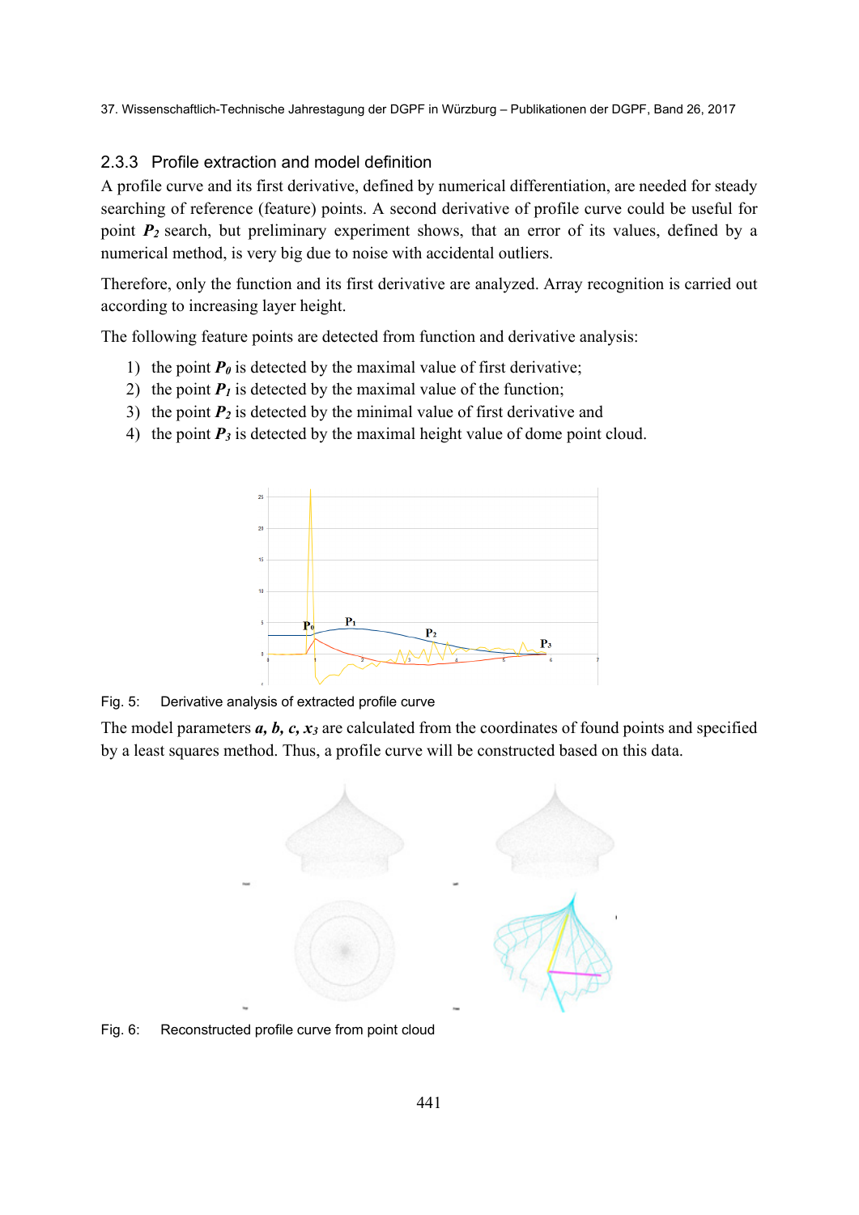### 2.3.3 Profile extraction and model definition

A profile curve and its first derivative, defined by numerical differentiation, are needed for steady searching of reference (feature) points. A second derivative of profile curve could be useful for point $P_2$ search, but preliminary experiment shows, that an error of its values, defined by a numerical method, is very big due to noise with accidental outliers.

Therefore, only the function and its first derivative are analyzed. Array recognition is carried out according to increasing layer height.

The following feature points are detected from function and derivative analysis:

1) the point $P_0$ is detected by the maximal value of first derivative;
2) the point $P_1$ is detected by the maximal value of the function;
3) the point $P_2$ is detected by the minimal value of first derivative and
4) the point $P_3$ is detected by the maximal height value of dome point cloud.

Fig. 5: Derivative analysis of extracted profile curve

The model parameters ***a, b, c,*** $x_3$ are calculated from the coordinates of found points and specified by a least squares method. Thus, a profile curve will be constructed based on this data.

Fig. 6: Reconstructed profile curve from point cloud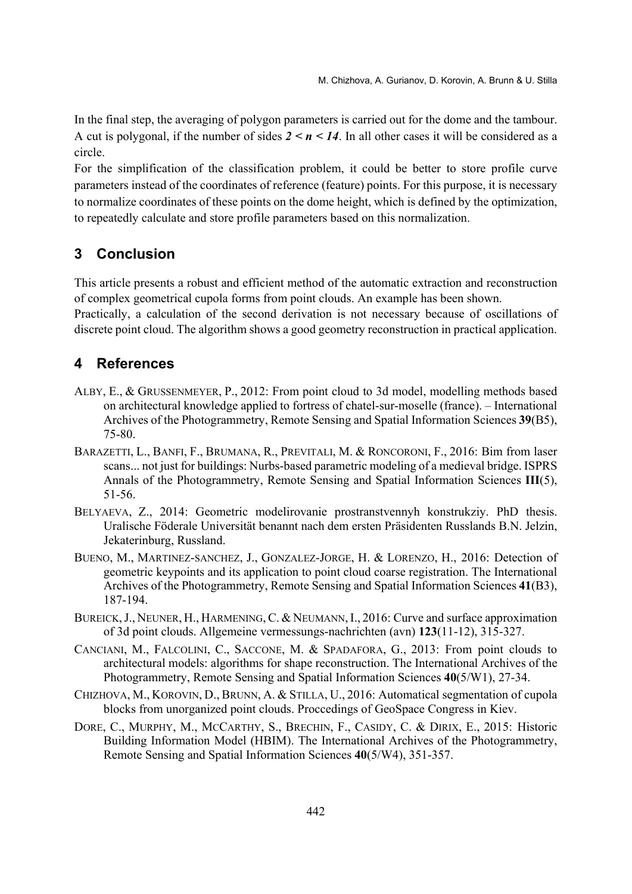In the final step, the averaging of polygon parameters is carried out for the dome and the tambour. A cut is polygonal, if the number of sides $2 < n < 14$. In all other cases it will be considered as a circle.

For the simplification of the classification problem, it could be better to store profile curve parameters instead of the coordinates of reference (feature) points. For this purpose, it is necessary to normalize coordinates of these points on the dome height, which is defined by the optimization, to repeatedly calculate and store profile parameters based on this normalization.

## 3 Conclusion

This article presents a robust and efficient method of the automatic extraction and reconstruction of complex geometrical cupola forms from point clouds. An example has been shown.

Practically, a calculation of the second derivation is not necessary because of oscillations of discrete point cloud. The algorithm shows a good geometry reconstruction in practical application.

## 4 References

ALBY, E., & GRUSSENMEYER, P., 2012: From point cloud to 3d model, modelling methods based on architectural knowledge applied to fortress of chatel-sur-moselle (france). – International Archives of the Photogrammetry, Remote Sensing and Spatial Information Sciences **39**(B5), 75-80.

BARAZETTI, L., BANFI, F., BRUMANA, R., PREVITALI, M. & RONCORONI, F., 2016: Bim from laser scans... not just for buildings: Nurbs-based parametric modeling of a medieval bridge. ISPRS Annals of the Photogrammetry, Remote Sensing and Spatial Information Sciences **III**(5), 51-56.

BELYAEVA, Z., 2014: Geometric modelirovanie prostranstvennyh konstrukziy. PhD thesis. Uralische Föderale Universität benannt nach dem ersten Präsidenten Russlands B.N. Jelzin, Jekaterinburg, Russland.

BUENO, M., MARTINEZ-SANCHEZ, J., GONZALEZ-JORGE, H. & LORENZO, H., 2016: Detection of geometric keypoints and its application to point cloud coarse registration. The International Archives of the Photogrammetry, Remote Sensing and Spatial Information Sciences **41**(B3), 187-194.

BUREICK, J., NEUNER, H., HARMENING, C. & NEUMANN, I., 2016: Curve and surface approximation of 3d point clouds. Allgemeine vermessungs-nachrichten (avn) **123**(11-12), 315-327.

CANCIANI, M., FALCOLINI, C., SACCONE, M. & SPADAFORA, G., 2013: From point clouds to architectural models: algorithms for shape reconstruction. The International Archives of the Photogrammetry, Remote Sensing and Spatial Information Sciences **40**(5/W1), 27-34.

CHIZHOVA, M., KOROVIN, D., BRUNN, A. & STILLA, U., 2016: Automatical segmentation of cupola blocks from unorganized point clouds. Proccedings of GeoSpace Congress in Kiev.

DORE, C., MURPHY, M., MCCARTHY, S., BRECHIN, F., CASIDY, C. & DIRIX, E., 2015: Historic Building Information Model (HBIM). The International Archives of the Photogrammetry, Remote Sensing and Spatial Information Sciences **40**(5/W4), 351-357.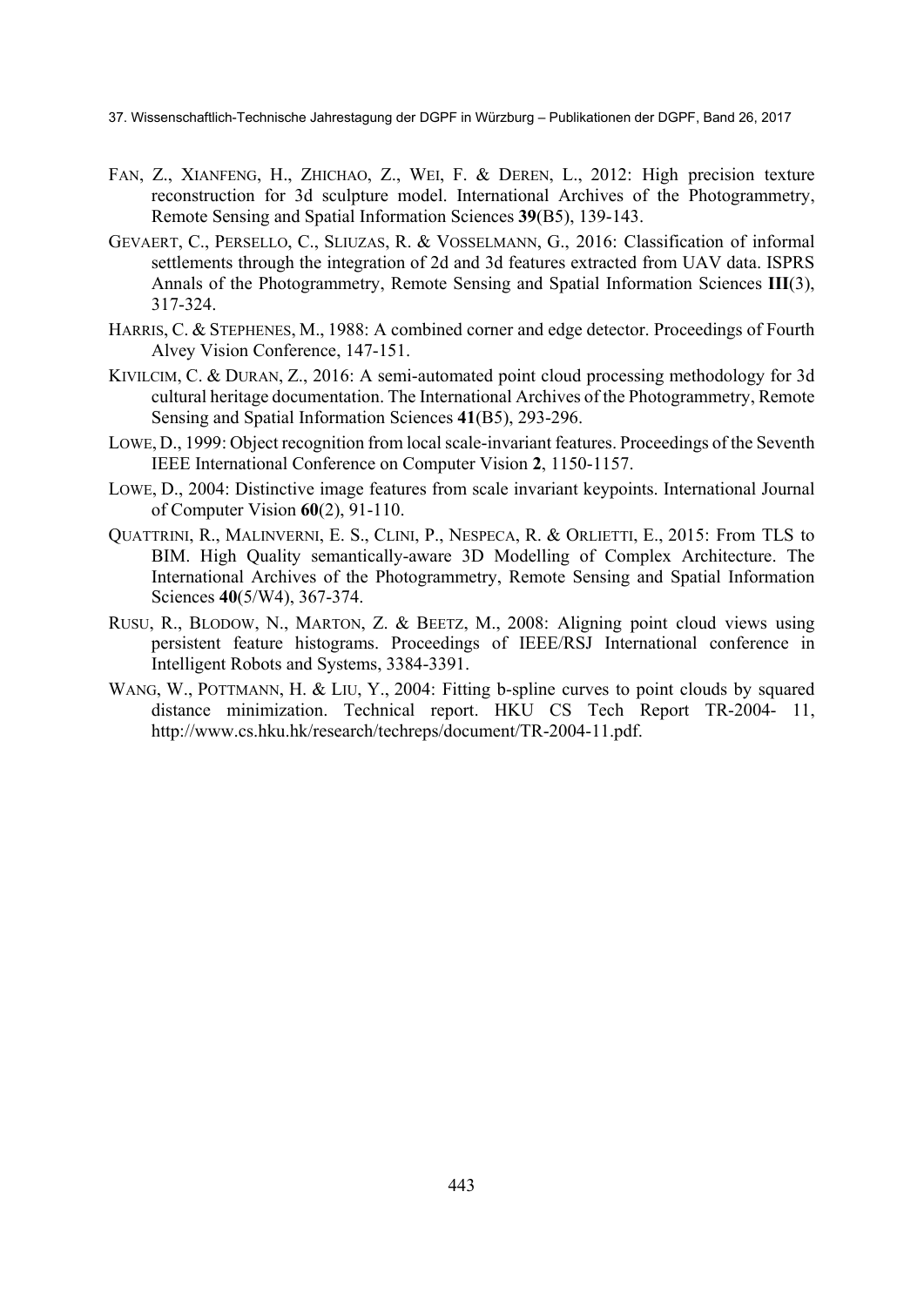FAN, Z., XIANFENG, H., ZHICHAO, Z., WEI, F. & DEREN, L., 2012: High precision texture reconstruction for 3d sculpture model. International Archives of the Photogrammetry, Remote Sensing and Spatial Information Sciences **39**(B5), 139-143.

GEVAERT, C., PERSELLO, C., SLIUZAS, R. & VOSSELMANN, G., 2016: Classification of informal settlements through the integration of 2d and 3d features extracted from UAV data. ISPRS Annals of the Photogrammetry, Remote Sensing and Spatial Information Sciences **III**(3), 317-324.

HARRIS, C. & STEPHENES, M., 1988: A combined corner and edge detector. Proceedings of Fourth Alvey Vision Conference, 147-151.

KIVILCIM, C. & DURAN, Z., 2016: A semi-automated point cloud processing methodology for 3d cultural heritage documentation. The International Archives of the Photogrammetry, Remote Sensing and Spatial Information Sciences **41**(B5), 293-296.

LOWE, D., 1999: Object recognition from local scale-invariant features. Proceedings of the Seventh IEEE International Conference on Computer Vision **2**, 1150-1157.

LOWE, D., 2004: Distinctive image features from scale invariant keypoints. International Journal of Computer Vision **60**(2), 91-110.

QUATTRINI, R., MALINVERNI, E. S., CLINI, P., NESPECA, R. & ORLIETTI, E., 2015: From TLS to BIM. High Quality semantically-aware 3D Modelling of Complex Architecture. The International Archives of the Photogrammetry, Remote Sensing and Spatial Information Sciences **40**(5/W4), 367-374.

RUSU, R., BLODOW, N., MARTON, Z. & BEETZ, M., 2008: Aligning point cloud views using persistent feature histograms. Proceedings of IEEE/RSJ International conference in Intelligent Robots and Systems, 3384-3391.

WANG, W., POTTMANN, H. & LIU, Y., 2004: Fitting b-spline curves to point clouds by squared distance minimization. Technical report. HKU CS Tech Report TR-2004- 11, http://www.cs.hku.hk/research/techreps/document/TR-2004-11.pdf.